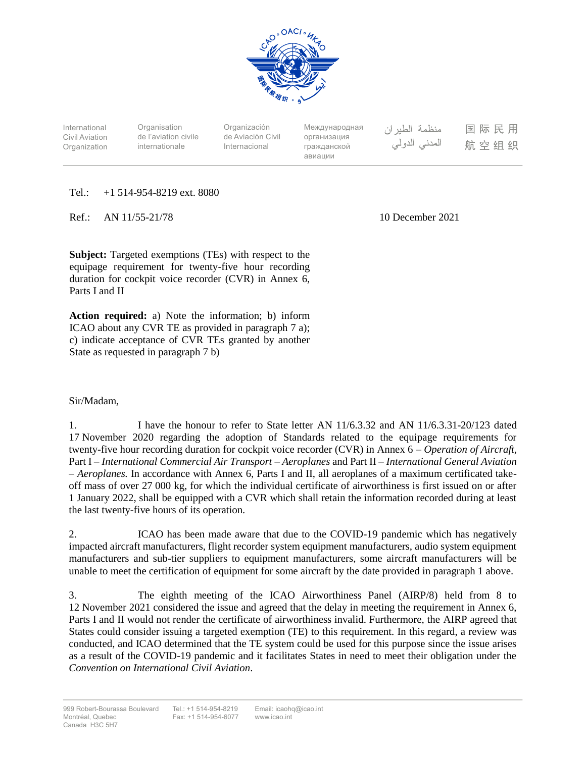International Civil Aviation Organization | Organisation de l'aviation civile internationale | Organización de Aviación Civil Internacional | Международная организация гражданской авиации | منظمة الطيران المدني الدولي | 国际民用航空组织

Tel.: +1 514-954-8219 ext. 8080

Ref.: AN 11/55-21/78

10 December 2021

**Subject:** Targeted exemptions (TEs) with respect to the equipage requirement for twenty-five hour recording duration for cockpit voice recorder (CVR) in Annex 6, Parts I and II

**Action required:** a) Note the information; b) inform ICAO about any CVR TE as provided in paragraph 7 a); c) indicate acceptance of CVR TEs granted by another State as requested in paragraph 7 b)

Sir/Madam,

1. I have the honour to refer to State letter AN 11/6.3.32 and AN 11/6.3.31-20/123 dated 17 November 2020 regarding the adoption of Standards related to the equipage requirements for twenty-five hour recording duration for cockpit voice recorder (CVR) in Annex 6 – *Operation of Aircraft*, Part I – *International Commercial Air Transport – Aeroplanes* and Part II – *International General Aviation – Aeroplanes.* In accordance with Annex 6, Parts I and II, all aeroplanes of a maximum certificated take-off mass of over 27 000 kg, for which the individual certificate of airworthiness is first issued on or after 1 January 2022, shall be equipped with a CVR which shall retain the information recorded during at least the last twenty-five hours of its operation.

2. ICAO has been made aware that due to the COVID-19 pandemic which has negatively impacted aircraft manufacturers, flight recorder system equipment manufacturers, audio system equipment manufacturers and sub-tier suppliers to equipment manufacturers, some aircraft manufacturers will be unable to meet the certification of equipment for some aircraft by the date provided in paragraph 1 above.

3. The eighth meeting of the ICAO Airworthiness Panel (AIRP/8) held from 8 to 12 November 2021 considered the issue and agreed that the delay in meeting the requirement in Annex 6, Parts I and II would not render the certificate of airworthiness invalid. Furthermore, the AIRP agreed that States could consider issuing a targeted exemption (TE) to this requirement. In this regard, a review was conducted, and ICAO determined that the TE system could be used for this purpose since the issue arises as a result of the COVID-19 pandemic and it facilitates States in need to meet their obligation under the *Convention on International Civil Aviation*.

999 Robert-Bourassa Boulevard
Montréal, Quebec
Canada H3C 5H7

Tel.: +1 514-954-8219
Fax: +1 514-954-6077

Email: icaohq@icao.int
www.icao.int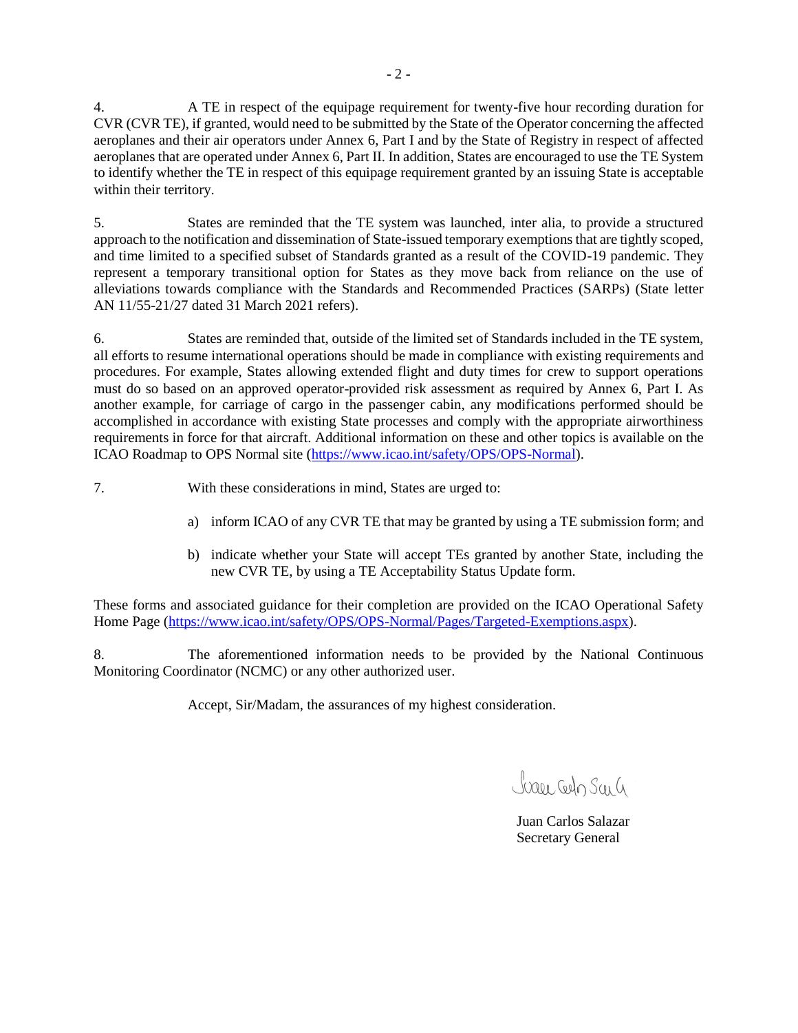4. A TE in respect of the equipage requirement for twenty-five hour recording duration for CVR (CVR TE), if granted, would need to be submitted by the State of the Operator concerning the affected aeroplanes and their air operators under Annex 6, Part I and by the State of Registry in respect of affected aeroplanes that are operated under Annex 6, Part II. In addition, States are encouraged to use the TE System to identify whether the TE in respect of this equipage requirement granted by an issuing State is acceptable within their territory.

5. States are reminded that the TE system was launched, inter alia, to provide a structured approach to the notification and dissemination of State-issued temporary exemptions that are tightly scoped, and time limited to a specified subset of Standards granted as a result of the COVID-19 pandemic. They represent a temporary transitional option for States as they move back from reliance on the use of alleviations towards compliance with the Standards and Recommended Practices (SARPs) (State letter AN 11/55-21/27 dated 31 March 2021 refers).

6. States are reminded that, outside of the limited set of Standards included in the TE system, all efforts to resume international operations should be made in compliance with existing requirements and procedures. For example, States allowing extended flight and duty times for crew to support operations must do so based on an approved operator-provided risk assessment as required by Annex 6, Part I. As another example, for carriage of cargo in the passenger cabin, any modifications performed should be accomplished in accordance with existing State processes and comply with the appropriate airworthiness requirements in force for that aircraft. Additional information on these and other topics is available on the ICAO Roadmap to OPS Normal site (https://www.icao.int/safety/OPS/OPS-Normal).

7. With these considerations in mind, States are urged to:

a) inform ICAO of any CVR TE that may be granted by using a TE submission form; and

b) indicate whether your State will accept TEs granted by another State, including the new CVR TE, by using a TE Acceptability Status Update form.

These forms and associated guidance for their completion are provided on the ICAO Operational Safety Home Page (https://www.icao.int/safety/OPS/OPS-Normal/Pages/Targeted-Exemptions.aspx).

8. The aforementioned information needs to be provided by the National Continuous Monitoring Coordinator (NCMC) or any other authorized user.

Accept, Sir/Madam, the assurances of my highest consideration.

Juan Carlos Salazar
Secretary General